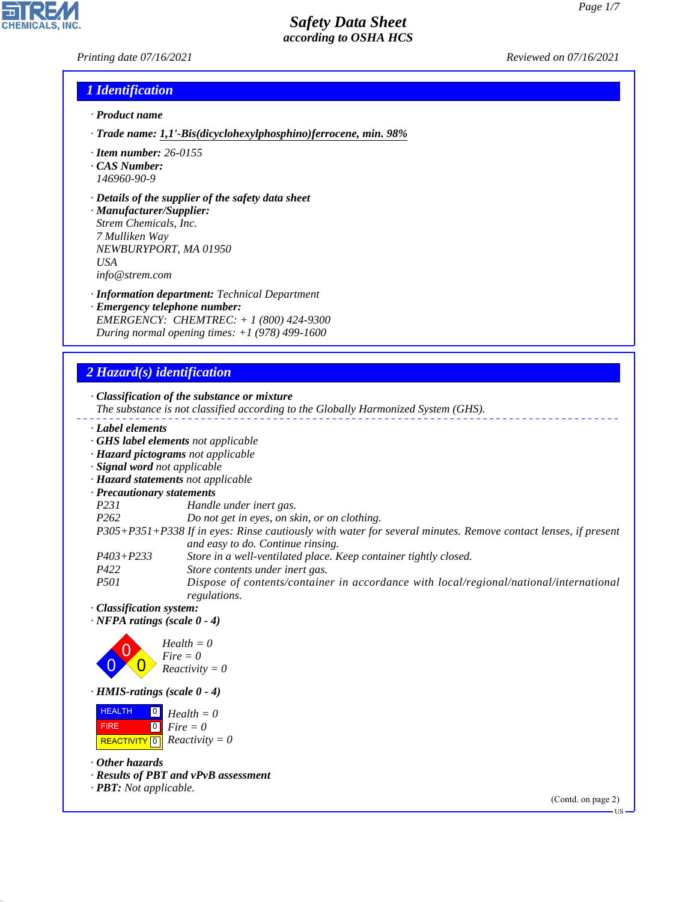# Safety Data Sheet
## according to OSHA HCS

Printing date 07/16/2021 Reviewed on 07/16/2021

## 1 Identification

· **Product name**

· **Trade name: 1,1'-Bis(dicyclohexylphosphino)ferrocene, min. 98%**

· **Item number:** 26-0155

· **CAS Number:**
146960-90-9

· **Details of the supplier of the safety data sheet**

· **Manufacturer/Supplier:**
Strem Chemicals, Inc.
7 Mulliken Way
NEWBURYPORT, MA 01950
USA
info@strem.com

· **Information department:** Technical Department

· **Emergency telephone number:**
EMERGENCY: CHEMTREC: + 1 (800) 424-9300
During normal opening times: +1 (978) 499-1600

## 2 Hazard(s) identification

· **Classification of the substance or mixture**
The substance is not classified according to the Globally Harmonized System (GHS).

· **Label elements**
· **GHS label elements** not applicable
· **Hazard pictograms** not applicable
· **Signal word** not applicable
· **Hazard statements** not applicable
· **Precautionary statements**

| | |
|---|---|
| P231 | Handle under inert gas. |
| P262 | Do not get in eyes, on skin, or on clothing. |
| P305+P351+P338 | If in eyes: Rinse cautiously with water for several minutes. Remove contact lenses, if present and easy to do. Continue rinsing. |
| P403+P233 | Store in a well-ventilated place. Keep container tightly closed. |
| P422 | Store contents under inert gas. |
| P501 | Dispose of contents/container in accordance with local/regional/national/international regulations. |

· **Classification system:**
· **NFPA ratings (scale 0 - 4)**

Health = 0
Fire = 0
Reactivity = 0

· **HMIS-ratings (scale 0 - 4)**

| | | |
|---|---|---|
| HEALTH | 0 | Health = 0 |
| FIRE | 0 | Fire = 0 |
| REACTIVITY | 0 | Reactivity = 0 |

· **Other hazards**
· **Results of PBT and vPvB assessment**
· **PBT:** Not applicable.

(Contd. on page 2)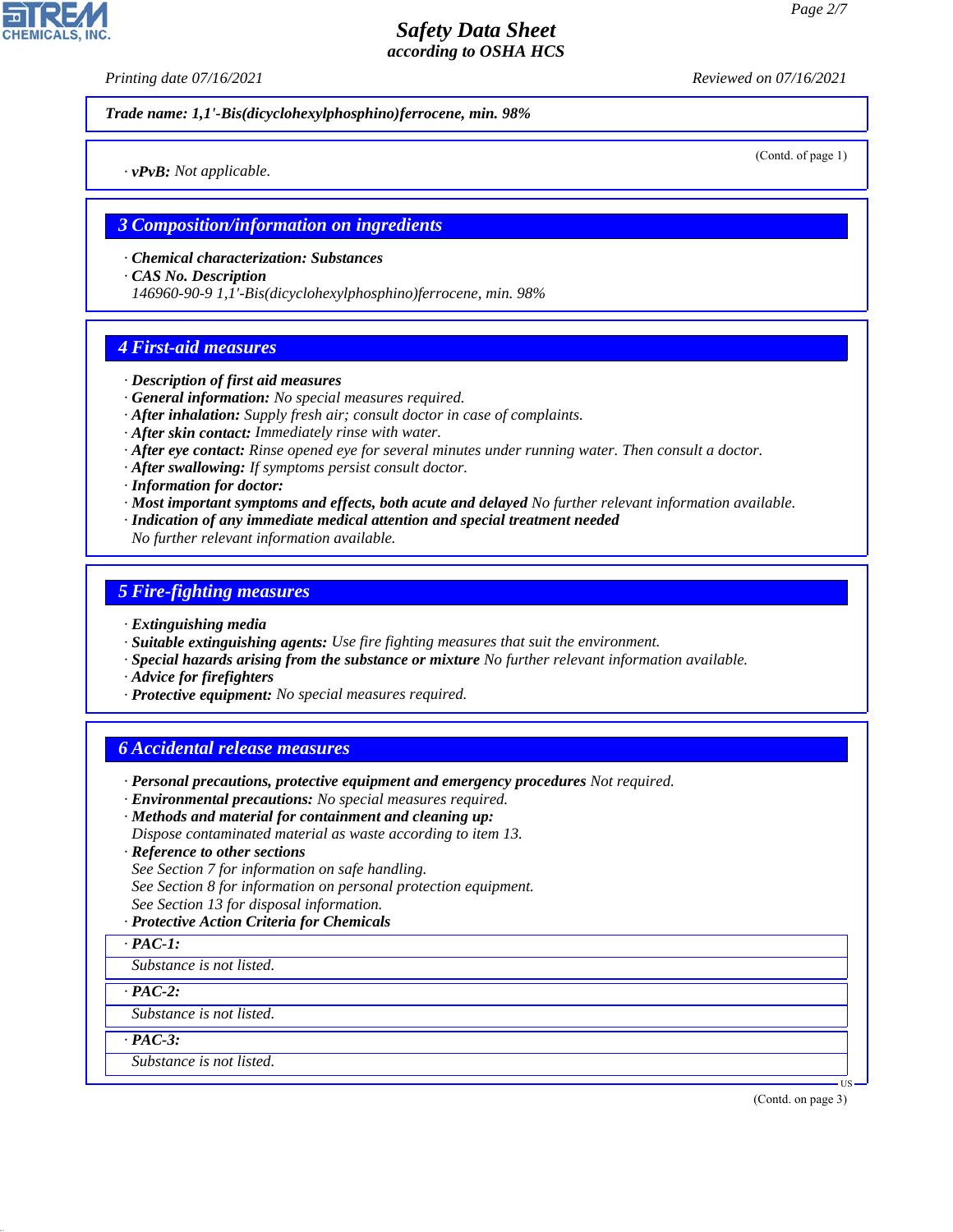**Trade name: 1,1'-Bis(dicyclohexylphosphino)ferrocene, min. 98%**

(Contd. of page 1)

· **vPvB:** Not applicable.

## 3 Composition/information on ingredients

· **Chemical characterization: Substances**
· **CAS No. Description**
146960-90-9 1,1'-Bis(dicyclohexylphosphino)ferrocene, min. 98%

## 4 First-aid measures

· **Description of first aid measures**
· **General information:** No special measures required.
· **After inhalation:** Supply fresh air; consult doctor in case of complaints.
· **After skin contact:** Immediately rinse with water.
· **After eye contact:** Rinse opened eye for several minutes under running water. Then consult a doctor.
· **After swallowing:** If symptoms persist consult doctor.
· **Information for doctor:**
· **Most important symptoms and effects, both acute and delayed** No further relevant information available.
· **Indication of any immediate medical attention and special treatment needed**
No further relevant information available.

## 5 Fire-fighting measures

· **Extinguishing media**
· **Suitable extinguishing agents:** Use fire fighting measures that suit the environment.
· **Special hazards arising from the substance or mixture** No further relevant information available.
· **Advice for firefighters**
· **Protective equipment:** No special measures required.

## 6 Accidental release measures

· **Personal precautions, protective equipment and emergency procedures** Not required.
· **Environmental precautions:** No special measures required.
· **Methods and material for containment and cleaning up:**
Dispose contaminated material as waste according to item 13.
· **Reference to other sections**
See Section 7 for information on safe handling.
See Section 8 for information on personal protection equipment.
See Section 13 for disposal information.
· **Protective Action Criteria for Chemicals**

· **PAC-1:**
Substance is not listed.

· **PAC-2:**
Substance is not listed.

· **PAC-3:**
Substance is not listed.

(Contd. on page 3)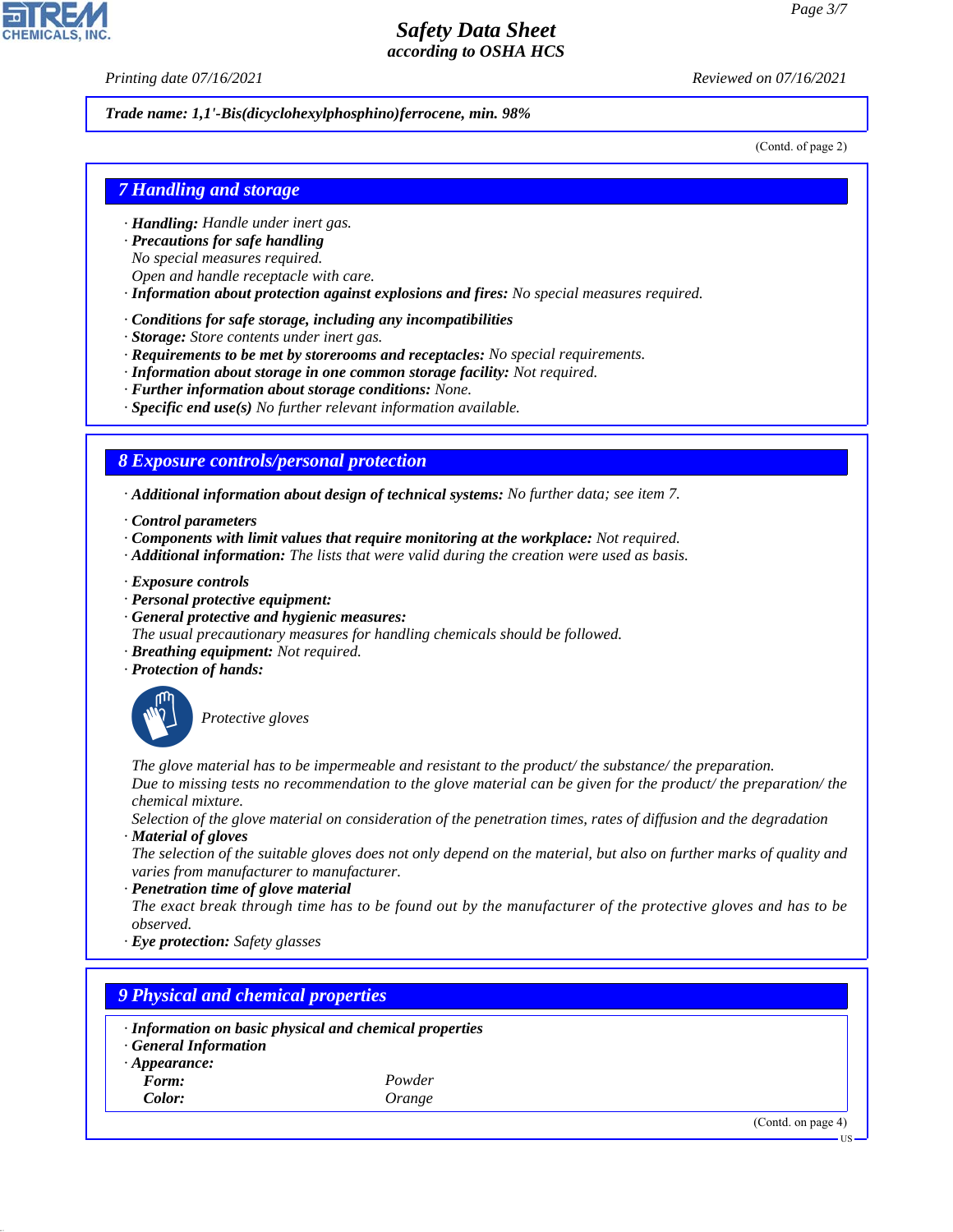**Trade name: 1,1'-Bis(dicyclohexylphosphino)ferrocene, min. 98%**

(Contd. of page 2)

## 7 Handling and storage

- **Handling:** Handle under inert gas.
- **Precautions for safe handling**
  No special measures required.
  Open and handle receptacle with care.
- **Information about protection against explosions and fires:** No special measures required.

- **Conditions for safe storage, including any incompatibilities**
- **Storage:** Store contents under inert gas.
- **Requirements to be met by storerooms and receptacles:** No special requirements.
- **Information about storage in one common storage facility:** Not required.
- **Further information about storage conditions:** None.
- **Specific end use(s)** No further relevant information available.

## 8 Exposure controls/personal protection

- **Additional information about design of technical systems:** No further data; see item 7.

- **Control parameters**
- **Components with limit values that require monitoring at the workplace:** Not required.
- **Additional information:** The lists that were valid during the creation were used as basis.

- **Exposure controls**
- **Personal protective equipment:**
- **General protective and hygienic measures:**
  The usual precautionary measures for handling chemicals should be followed.
- **Breathing equipment:** Not required.
- **Protection of hands:**

  Protective gloves

  The glove material has to be impermeable and resistant to the product/ the substance/ the preparation.
  Due to missing tests no recommendation to the glove material can be given for the product/ the preparation/ the chemical mixture.
  Selection of the glove material on consideration of the penetration times, rates of diffusion and the degradation
- **Material of gloves**
  The selection of the suitable gloves does not only depend on the material, but also on further marks of quality and varies from manufacturer to manufacturer.
- **Penetration time of glove material**
  The exact break through time has to be found out by the manufacturer of the protective gloves and has to be observed.
- **Eye protection:** Safety glasses

## 9 Physical and chemical properties

- **Information on basic physical and chemical properties**
- **General Information**
- **Appearance:**

| | |
|---|---|
| **Form:** | Powder |
| **Color:** | Orange |

(Contd. on page 4)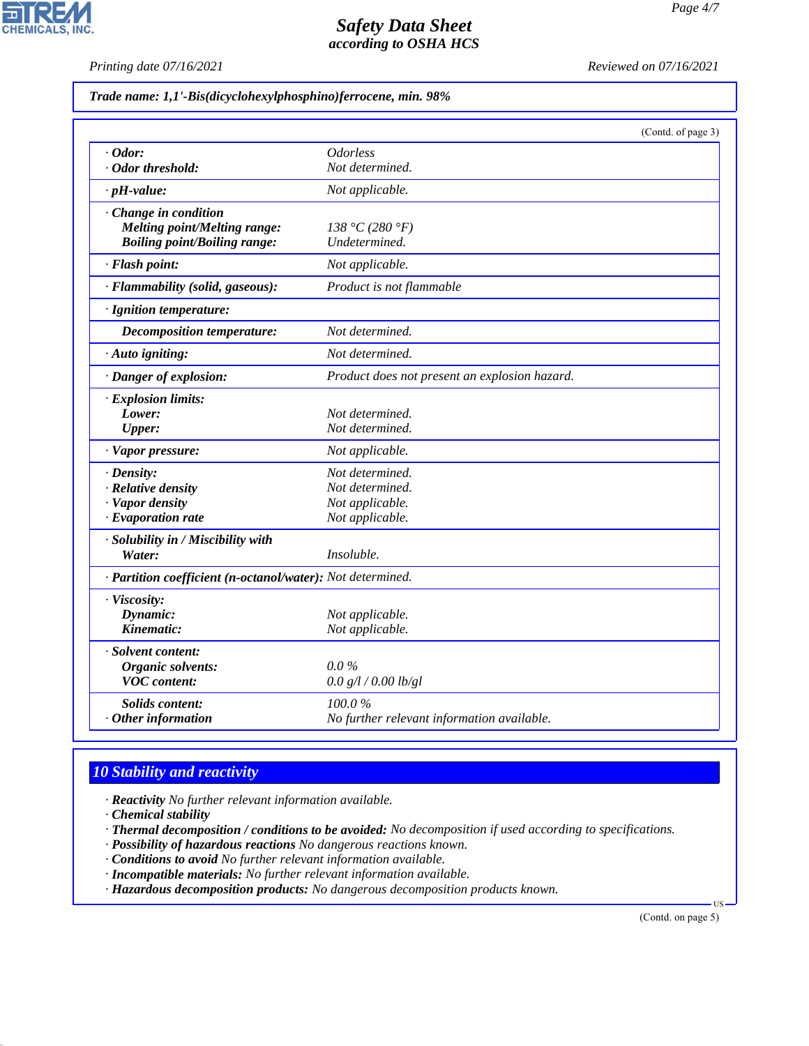**Trade name: 1,1'-Bis(dicyclohexylphosphino)ferrocene, min. 98%**

(Contd. of page 3)

| | |
|---|---|
| · **Odor:** | Odorless |
| · **Odor threshold:** | Not determined. |
| · **pH-value:** | Not applicable. |
| · **Change in condition** | |
| **Melting point/Melting range:** | 138 °C (280 °F) |
| **Boiling point/Boiling range:** | Undetermined. |
| · **Flash point:** | Not applicable. |
| · **Flammability (solid, gaseous):** | Product is not flammable |
| · **Ignition temperature:** | |
| **Decomposition temperature:** | Not determined. |
| · **Auto igniting:** | Not determined. |
| · **Danger of explosion:** | Product does not present an explosion hazard. |
| · **Explosion limits:** | |
| **Lower:** | Not determined. |
| **Upper:** | Not determined. |
| · **Vapor pressure:** | Not applicable. |
| · **Density:** | Not determined. |
| · **Relative density** | Not determined. |
| · **Vapor density** | Not applicable. |
| · **Evaporation rate** | Not applicable. |
| · **Solubility in / Miscibility with** | |
| **Water:** | Insoluble. |
| · **Partition coefficient (n-octanol/water):** | Not determined. |
| · **Viscosity:** | |
| **Dynamic:** | Not applicable. |
| **Kinematic:** | Not applicable. |
| · **Solvent content:** | |
| **Organic solvents:** | 0.0 % |
| **VOC content:** | 0.0 g/l / 0.00 lb/gl |
| **Solids content:** | 100.0 % |
| · **Other information** | No further relevant information available. |

## 10 Stability and reactivity

· **Reactivity** No further relevant information available.
· **Chemical stability**
· **Thermal decomposition / conditions to be avoided:** No decomposition if used according to specifications.
· **Possibility of hazardous reactions** No dangerous reactions known.
· **Conditions to avoid** No further relevant information available.
· **Incompatible materials:** No further relevant information available.
· **Hazardous decomposition products:** No dangerous decomposition products known.

(Contd. on page 5)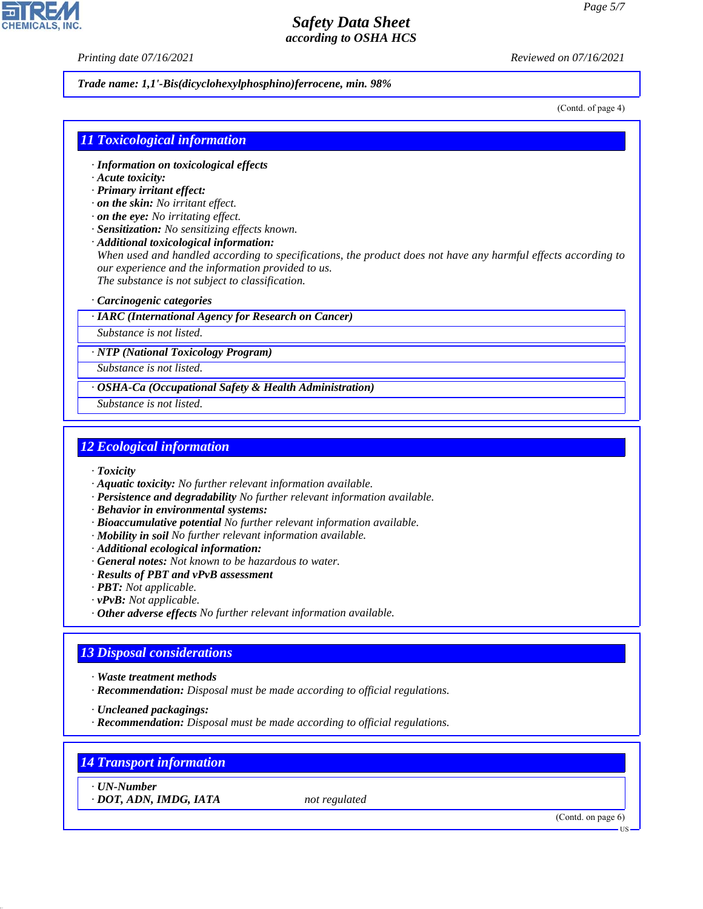Trade name: 1,1'-Bis(dicyclohexylphosphino)ferrocene, min. 98%

(Contd. of page 4)

## 11 Toxicological information

- **Information on toxicological effects**
- **Acute toxicity:**
- **Primary irritant effect:**
- **on the skin:** No irritant effect.
- **on the eye:** No irritating effect.
- **Sensitization:** No sensitizing effects known.
- **Additional toxicological information:**
  When used and handled according to specifications, the product does not have any harmful effects according to our experience and the information provided to us.
  The substance is not subject to classification.

- **Carcinogenic categories**

| · IARC (International Agency for Research on Cancer) |
| --- |
| Substance is not listed. |

| · NTP (National Toxicology Program) |
| --- |
| Substance is not listed. |

| · OSHA-Ca (Occupational Safety & Health Administration) |
| --- |
| Substance is not listed. |

## 12 Ecological information

- **Toxicity**
- **Aquatic toxicity:** No further relevant information available.
- **Persistence and degradability** No further relevant information available.
- **Behavior in environmental systems:**
- **Bioaccumulative potential** No further relevant information available.
- **Mobility in soil** No further relevant information available.
- **Additional ecological information:**
- **General notes:** Not known to be hazardous to water.
- **Results of PBT and vPvB assessment**
- **PBT:** Not applicable.
- **vPvB:** Not applicable.
- **Other adverse effects** No further relevant information available.

## 13 Disposal considerations

- **Waste treatment methods**
- **Recommendation:** Disposal must be made according to official regulations.

- **Uncleaned packagings:**
- **Recommendation:** Disposal must be made according to official regulations.

## 14 Transport information

| · UN-Number | |
| --- | --- |
| · DOT, ADN, IMDG, IATA | not regulated |

(Contd. on page 6)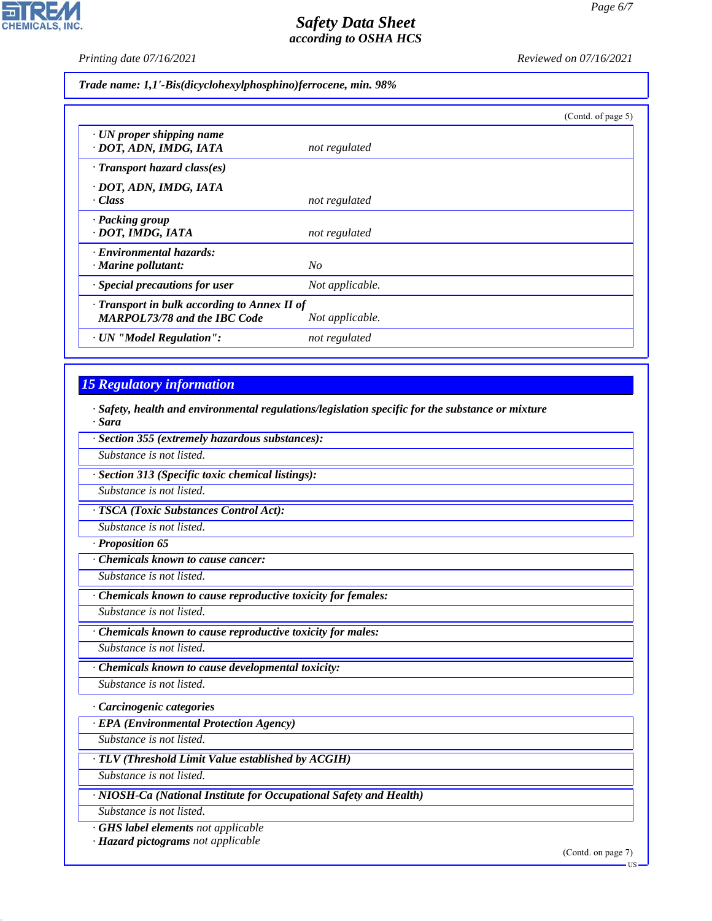**Trade name: 1,1'-Bis(dicyclohexylphosphino)ferrocene, min. 98%**

(Contd. of page 5)

| | |
|---|---|
| · **UN proper shipping name**<br>· **DOT, ADN, IMDG, IATA** | *not regulated* |
| · **Transport hazard class(es)**<br>· **DOT, ADN, IMDG, IATA**<br>· **Class** | *not regulated* |
| · **Packing group**<br>· **DOT, IMDG, IATA** | *not regulated* |
| · **Environmental hazards:**<br>· **Marine pollutant:** | *No* |
| · **Special precautions for user** | *Not applicable.* |
| · **Transport in bulk according to Annex II of MARPOL73/78 and the IBC Code** | *Not applicable.* |
| · **UN "Model Regulation":** | *not regulated* |

## 15 Regulatory information

· **Safety, health and environmental regulations/legislation specific for the substance or mixture**
· **Sara**

· **Section 355 (extremely hazardous substances):**
Substance is not listed.

· **Section 313 (Specific toxic chemical listings):**
Substance is not listed.

· **TSCA (Toxic Substances Control Act):**
Substance is not listed.

· **Proposition 65**

· **Chemicals known to cause cancer:**
Substance is not listed.

· **Chemicals known to cause reproductive toxicity for females:**
Substance is not listed.

· **Chemicals known to cause reproductive toxicity for males:**
Substance is not listed.

· **Chemicals known to cause developmental toxicity:**
Substance is not listed.

· **Carcinogenic categories**

· **EPA (Environmental Protection Agency)**
Substance is not listed.

· **TLV (Threshold Limit Value established by ACGIH)**
Substance is not listed.

· **NIOSH-Ca (National Institute for Occupational Safety and Health)**
Substance is not listed.

· **GHS label elements** not applicable
· **Hazard pictograms** not applicable

(Contd. on page 7)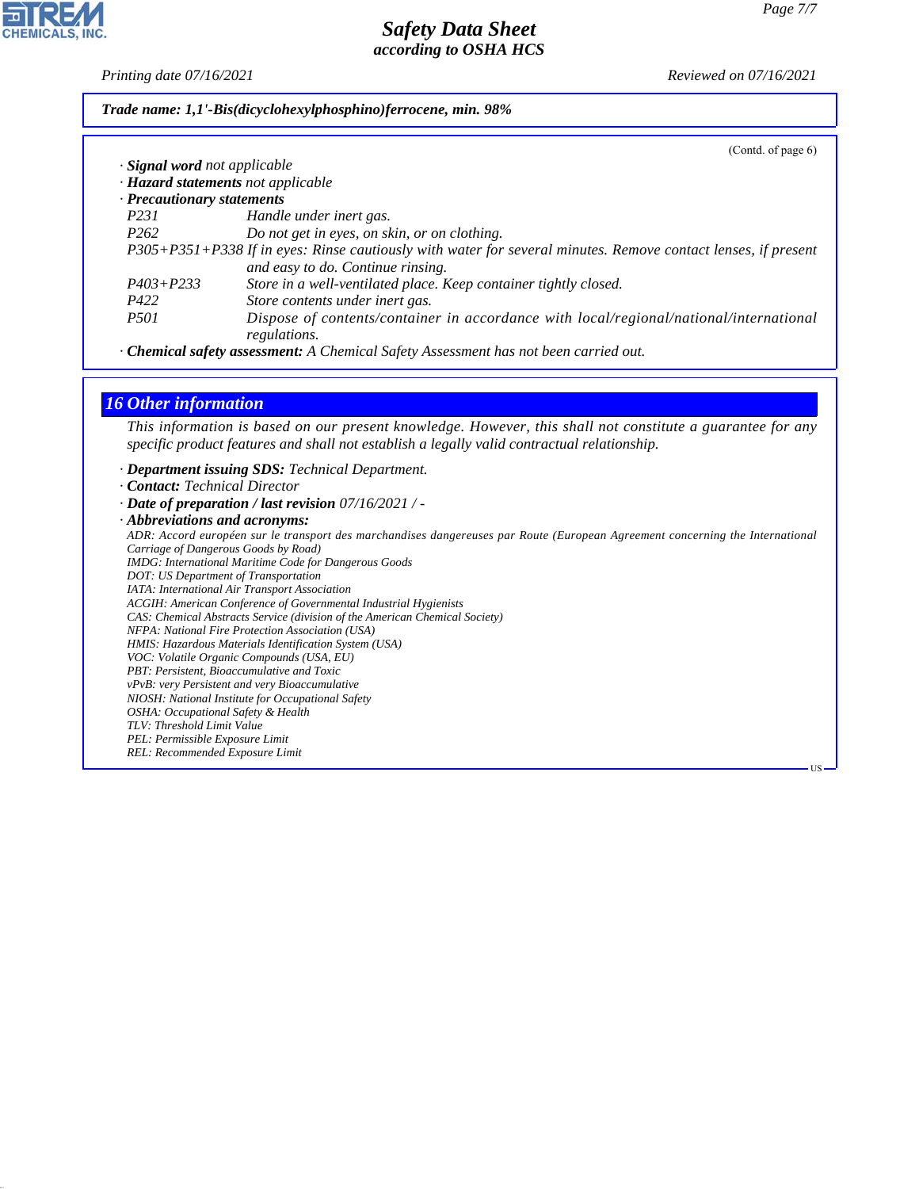Trade name: 1,1'-Bis(dicyclohexylphosphino)ferrocene, min. 98%

(Contd. of page 6)

· **Signal word** not applicable
· **Hazard statements** not applicable
· **Precautionary statements**

| | |
|---|---|
| P231 | Handle under inert gas. |
| P262 | Do not get in eyes, on skin, or on clothing. |
| P305+P351+P338 | If in eyes: Rinse cautiously with water for several minutes. Remove contact lenses, if present and easy to do. Continue rinsing. |
| P403+P233 | Store in a well-ventilated place. Keep container tightly closed. |
| P422 | Store contents under inert gas. |
| P501 | Dispose of contents/container in accordance with local/regional/national/international regulations. |

· **Chemical safety assessment:** A Chemical Safety Assessment has not been carried out.

## 16 Other information

This information is based on our present knowledge. However, this shall not constitute a guarantee for any specific product features and shall not establish a legally valid contractual relationship.

· **Department issuing SDS:** Technical Department.
· **Contact:** Technical Director
· **Date of preparation / last revision** 07/16/2021 / -
· **Abbreviations and acronyms:**

ADR: Accord européen sur le transport des marchandises dangereuses par Route (European Agreement concerning the International Carriage of Dangerous Goods by Road)
IMDG: International Maritime Code for Dangerous Goods
DOT: US Department of Transportation
IATA: International Air Transport Association
ACGIH: American Conference of Governmental Industrial Hygienists
CAS: Chemical Abstracts Service (division of the American Chemical Society)
NFPA: National Fire Protection Association (USA)
HMIS: Hazardous Materials Identification System (USA)
VOC: Volatile Organic Compounds (USA, EU)
PBT: Persistent, Bioaccumulative and Toxic
vPvB: very Persistent and very Bioaccumulative
NIOSH: National Institute for Occupational Safety
OSHA: Occupational Safety & Health
TLV: Threshold Limit Value
PEL: Permissible Exposure Limit
REL: Recommended Exposure Limit